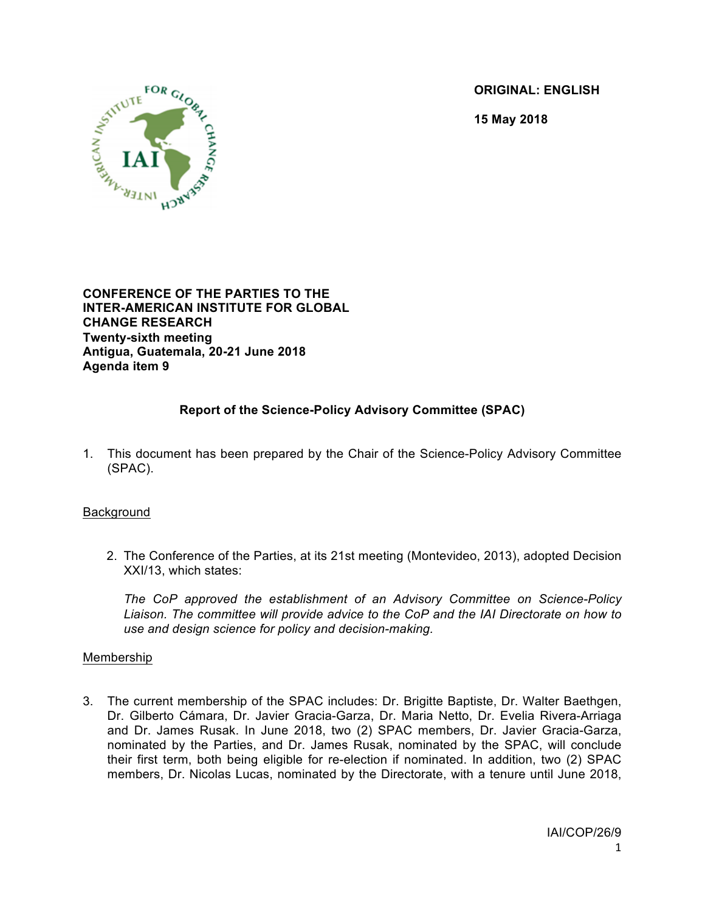ORIGINAL: ENGLISH

15 May 2018

**CONFERENCE OF THE PARTIES TO THE INTER-AMERICAN INSTITUTE FOR GLOBAL CHANGE RESEARCH**
**Twenty-sixth meeting**
**Antigua, Guatemala, 20-21 June 2018**
**Agenda item 9**

## Report of the Science-Policy Advisory Committee (SPAC)

1. This document has been prepared by the Chair of the Science-Policy Advisory Committee (SPAC).

### Background

2. The Conference of the Parties, at its 21st meeting (Montevideo, 2013), adopted Decision XXI/13, which states:

   *The CoP approved the establishment of an Advisory Committee on Science-Policy Liaison. The committee will provide advice to the CoP and the IAI Directorate on how to use and design science for policy and decision-making.*

### Membership

3. The current membership of the SPAC includes: Dr. Brigitte Baptiste, Dr. Walter Baethgen, Dr. Gilberto Cámara, Dr. Javier Gracia-Garza, Dr. Maria Netto, Dr. Evelia Rivera-Arriaga and Dr. James Rusak. In June 2018, two (2) SPAC members, Dr. Javier Gracia-Garza, nominated by the Parties, and Dr. James Rusak, nominated by the SPAC, will conclude their first term, both being eligible for re-election if nominated. In addition, two (2) SPAC members, Dr. Nicolas Lucas, nominated by the Directorate, with a tenure until June 2018,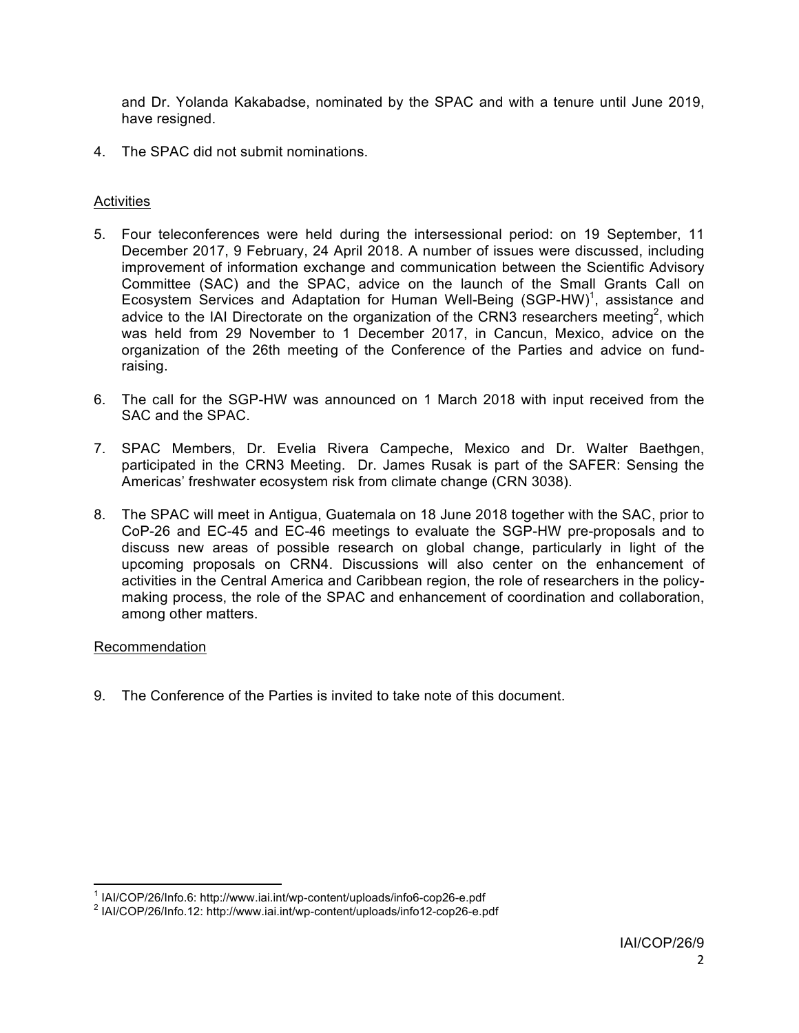and Dr. Yolanda Kakabadse, nominated by the SPAC and with a tenure until June 2019, have resigned.

4. The SPAC did not submit nominations.

Activities

5. Four teleconferences were held during the intersessional period: on 19 September, 11 December 2017, 9 February, 24 April 2018. A number of issues were discussed, including improvement of information exchange and communication between the Scientific Advisory Committee (SAC) and the SPAC, advice on the launch of the Small Grants Call on Ecosystem Services and Adaptation for Human Well-Being (SGP-HW)[1], assistance and advice to the IAI Directorate on the organization of the CRN3 researchers meeting[2], which was held from 29 November to 1 December 2017, in Cancun, Mexico, advice on the organization of the 26th meeting of the Conference of the Parties and advice on fund-raising.

6. The call for the SGP-HW was announced on 1 March 2018 with input received from the SAC and the SPAC.

7. SPAC Members, Dr. Evelia Rivera Campeche, Mexico and Dr. Walter Baethgen, participated in the CRN3 Meeting. Dr. James Rusak is part of the SAFER: Sensing the Americas' freshwater ecosystem risk from climate change (CRN 3038).

8. The SPAC will meet in Antigua, Guatemala on 18 June 2018 together with the SAC, prior to CoP-26 and EC-45 and EC-46 meetings to evaluate the SGP-HW pre-proposals and to discuss new areas of possible research on global change, particularly in light of the upcoming proposals on CRN4. Discussions will also center on the enhancement of activities in the Central America and Caribbean region, the role of researchers in the policy-making process, the role of the SPAC and enhancement of coordination and collaboration, among other matters.

Recommendation

9. The Conference of the Parties is invited to take note of this document.

[1] IAI/COP/26/Info.6: http://www.iai.int/wp-content/uploads/info6-cop26-e.pdf

[2] IAI/COP/26/Info.12: http://www.iai.int/wp-content/uploads/info12-cop26-e.pdf